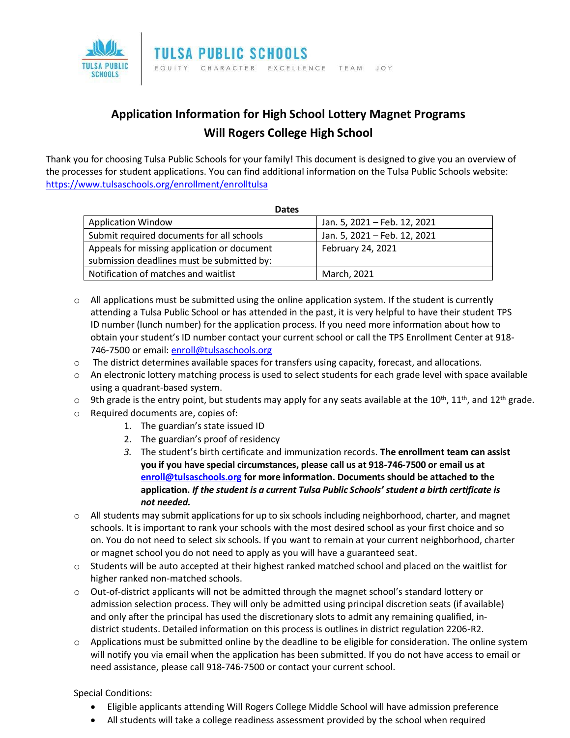TULSA PUBLIC SCHOOLS

EQUITY CHARACTER EXCELLENCE TEAM JOY

# Application Information for High School Lottery Magnet Programs
# Will Rogers College High School

Thank you for choosing Tulsa Public Schools for your family! This document is designed to give you an overview of the processes for student applications. You can find additional information on the Tulsa Public Schools website: [https://www.tulsaschools.org/enrollment/enrolltulsa](https://www.tulsaschools.org/enrollment/enrolltulsa)

**Dates**

| | |
|---|---|
| Application Window | Jan. 5, 2021 – Feb. 12, 2021 |
| Submit required documents for all schools | Jan. 5, 2021 – Feb. 12, 2021 |
| Appeals for missing application or document submission deadlines must be submitted by: | February 24, 2021 |
| Notification of matches and waitlist | March, 2021 |

- All applications must be submitted using the online application system. If the student is currently attending a Tulsa Public School or has attended in the past, it is very helpful to have their student TPS ID number (lunch number) for the application process. If you need more information about how to obtain your student's ID number contact your current school or call the TPS Enrollment Center at 918-746-7500 or email: [enroll@tulsaschools.org](mailto:enroll@tulsaschools.org)
- The district determines available spaces for transfers using capacity, forecast, and allocations.
- An electronic lottery matching process is used to select students for each grade level with space available using a quadrant-based system.
- 9th grade is the entry point, but students may apply for any seats available at the 10th, 11th, and 12th grade.
- Required documents are, copies of:
    1. The guardian's state issued ID
    2. The guardian's proof of residency
    3. The student's birth certificate and immunization records. **The enrollment team can assist you if you have special circumstances, please call us at 918-746-7500 or email us at [enroll@tulsaschools.org](mailto:enroll@tulsaschools.org) for more information. Documents should be attached to the application. *If the student is a current Tulsa Public Schools' student a birth certificate is not needed.***
- All students may submit applications for up to six schools including neighborhood, charter, and magnet schools. It is important to rank your schools with the most desired school as your first choice and so on. You do not need to select six schools. If you want to remain at your current neighborhood, charter or magnet school you do not need to apply as you will have a guaranteed seat.
- Students will be auto accepted at their highest ranked matched school and placed on the waitlist for higher ranked non-matched schools.
- Out-of-district applicants will not be admitted through the magnet school's standard lottery or admission selection process. They will only be admitted using principal discretion seats (if available) and only after the principal has used the discretionary slots to admit any remaining qualified, in-district students. Detailed information on this process is outlines in district regulation 2206-R2.
- Applications must be submitted online by the deadline to be eligible for consideration. The online system will notify you via email when the application has been submitted. If you do not have access to email or need assistance, please call 918-746-7500 or contact your current school.

Special Conditions:

- Eligible applicants attending Will Rogers College Middle School will have admission preference
- All students will take a college readiness assessment provided by the school when required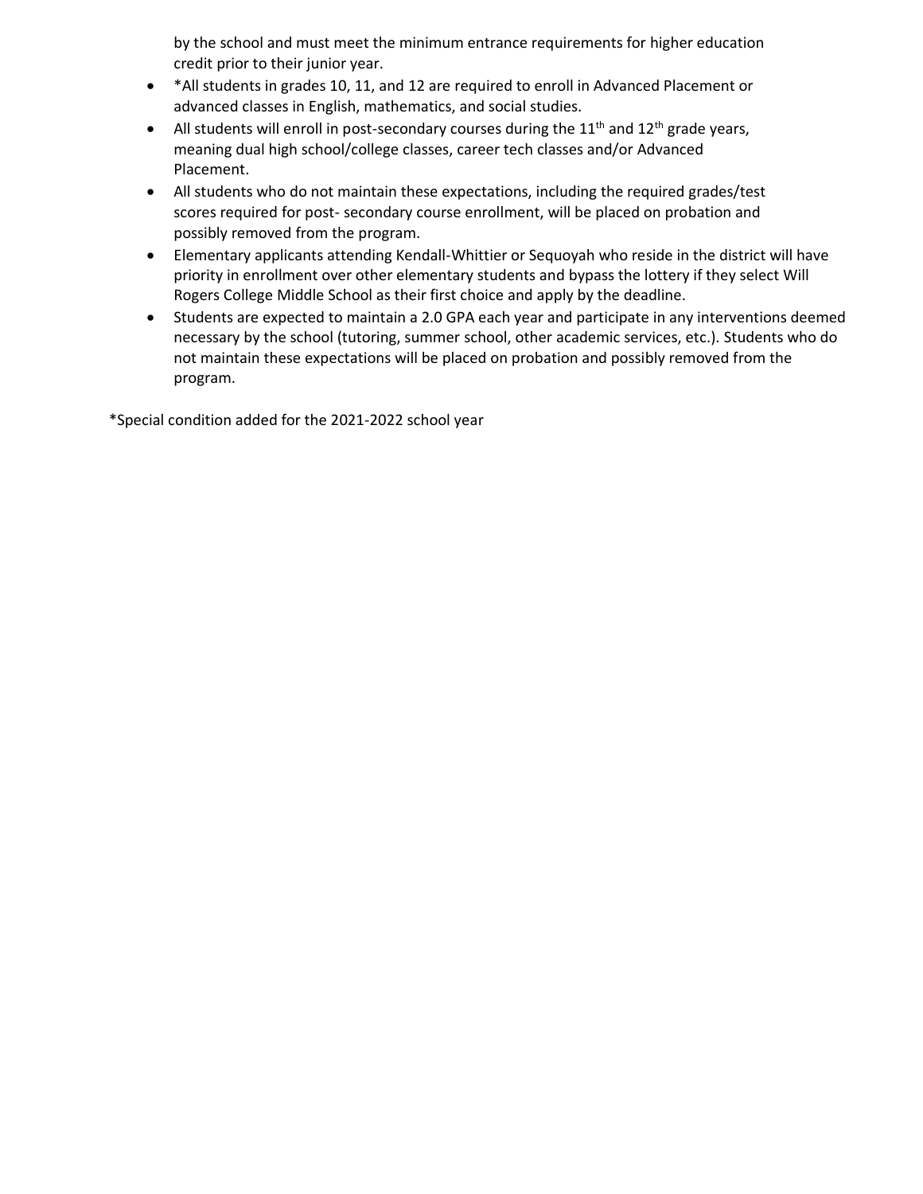by the school and must meet the minimum entrance requirements for higher education credit prior to their junior year.

- *All students in grades 10, 11, and 12 are required to enroll in Advanced Placement or advanced classes in English, mathematics, and social studies.
- All students will enroll in post-secondary courses during the 11th and 12th grade years, meaning dual high school/college classes, career tech classes and/or Advanced Placement.
- All students who do not maintain these expectations, including the required grades/test scores required for post- secondary course enrollment, will be placed on probation and possibly removed from the program.
- Elementary applicants attending Kendall-Whittier or Sequoyah who reside in the district will have priority in enrollment over other elementary students and bypass the lottery if they select Will Rogers College Middle School as their first choice and apply by the deadline.
- Students are expected to maintain a 2.0 GPA each year and participate in any interventions deemed necessary by the school (tutoring, summer school, other academic services, etc.). Students who do not maintain these expectations will be placed on probation and possibly removed from the program.

*Special condition added for the 2021-2022 school year